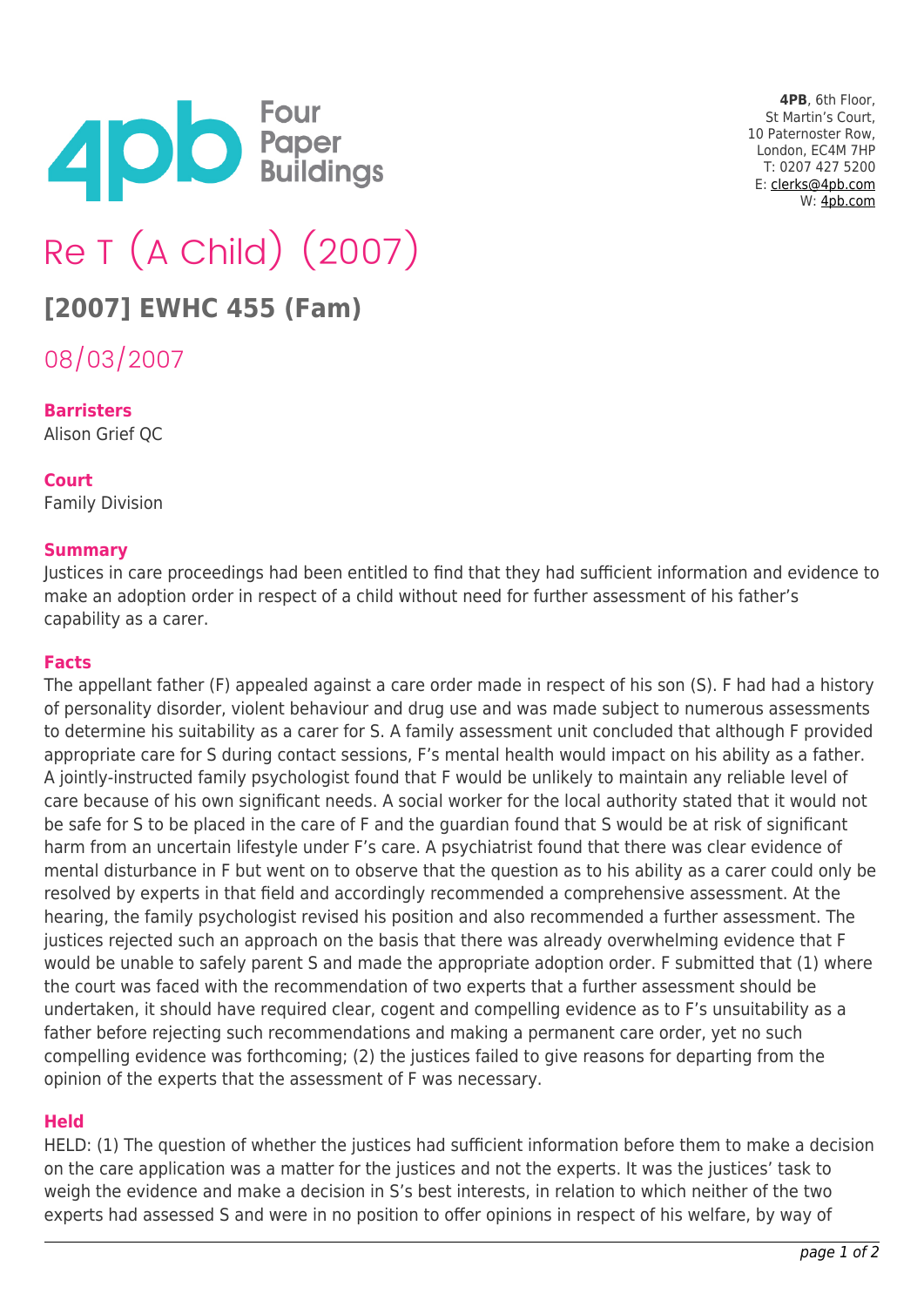**4PB**, 6th Floor,
St Martin's Court,
10 Paternoster Row,
London, EC4M 7HP
T: 0207 427 5200
E: clerks@4pb.com
W: 4pb.com

# Re T (A Child) (2007)

## [2007] EWHC 455 (Fam)

08/03/2007

**Barristers**
Alison Grief QC

**Court**
Family Division

**Summary**
Justices in care proceedings had been entitled to find that they had sufficient information and evidence to make an adoption order in respect of a child without need for further assessment of his father's capability as a carer.

**Facts**
The appellant father (F) appealed against a care order made in respect of his son (S). F had had a history of personality disorder, violent behaviour and drug use and was made subject to numerous assessments to determine his suitability as a carer for S. A family assessment unit concluded that although F provided appropriate care for S during contact sessions, F's mental health would impact on his ability as a father. A jointly-instructed family psychologist found that F would be unlikely to maintain any reliable level of care because of his own significant needs. A social worker for the local authority stated that it would not be safe for S to be placed in the care of F and the guardian found that S would be at risk of significant harm from an uncertain lifestyle under F's care. A psychiatrist found that there was clear evidence of mental disturbance in F but went on to observe that the question as to his ability as a carer could only be resolved by experts in that field and accordingly recommended a comprehensive assessment. At the hearing, the family psychologist revised his position and also recommended a further assessment. The justices rejected such an approach on the basis that there was already overwhelming evidence that F would be unable to safely parent S and made the appropriate adoption order. F submitted that (1) where the court was faced with the recommendation of two experts that a further assessment should be undertaken, it should have required clear, cogent and compelling evidence as to F's unsuitability as a father before rejecting such recommendations and making a permanent care order, yet no such compelling evidence was forthcoming; (2) the justices failed to give reasons for departing from the opinion of the experts that the assessment of F was necessary.

**Held**
HELD: (1) The question of whether the justices had sufficient information before them to make a decision on the care application was a matter for the justices and not the experts. It was the justices' task to weigh the evidence and make a decision in S's best interests, in relation to which neither of the two experts had assessed S and were in no position to offer opinions in respect of his welfare, by way of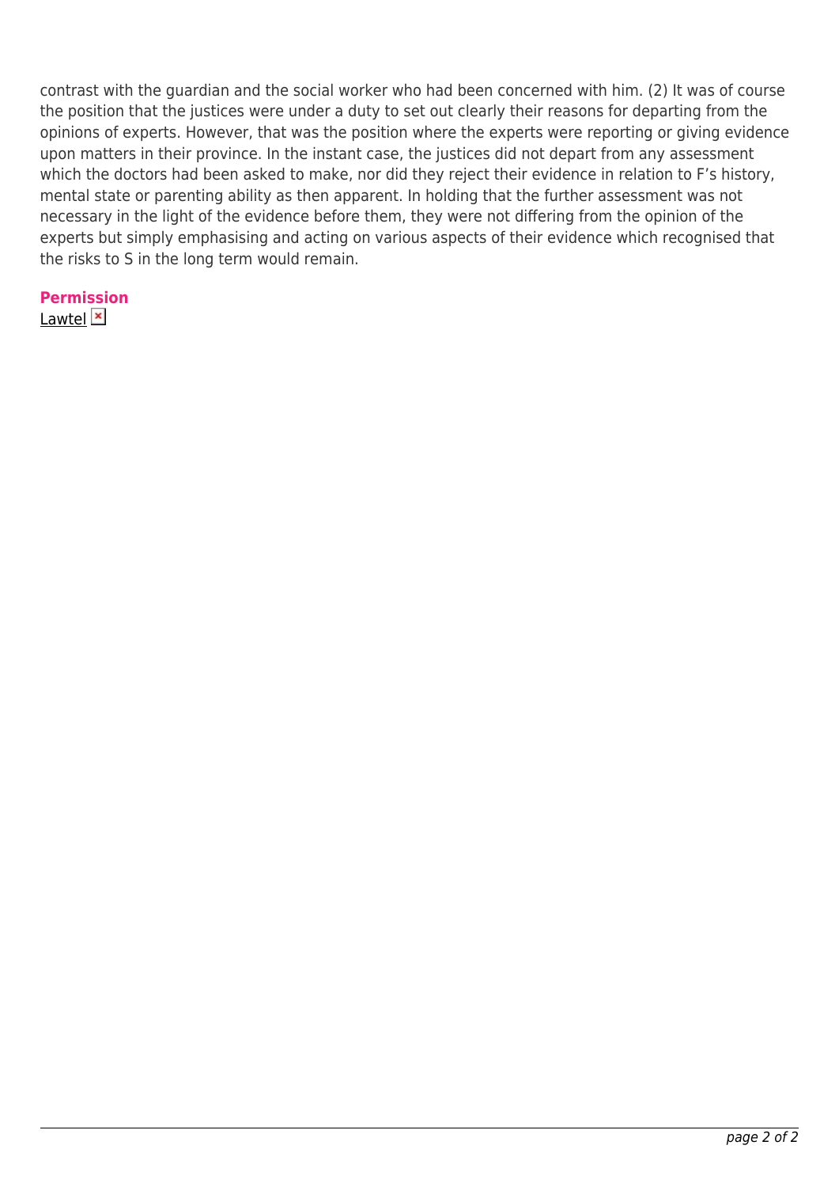contrast with the guardian and the social worker who had been concerned with him. (2) It was of course the position that the justices were under a duty to set out clearly their reasons for departing from the opinions of experts. However, that was the position where the experts were reporting or giving evidence upon matters in their province. In the instant case, the justices did not depart from any assessment which the doctors had been asked to make, nor did they reject their evidence in relation to F's history, mental state or parenting ability as then apparent. In holding that the further assessment was not necessary in the light of the evidence before them, they were not differing from the opinion of the experts but simply emphasising and acting on various aspects of their evidence which recognised that the risks to S in the long term would remain.

**Permission**

Lawtel